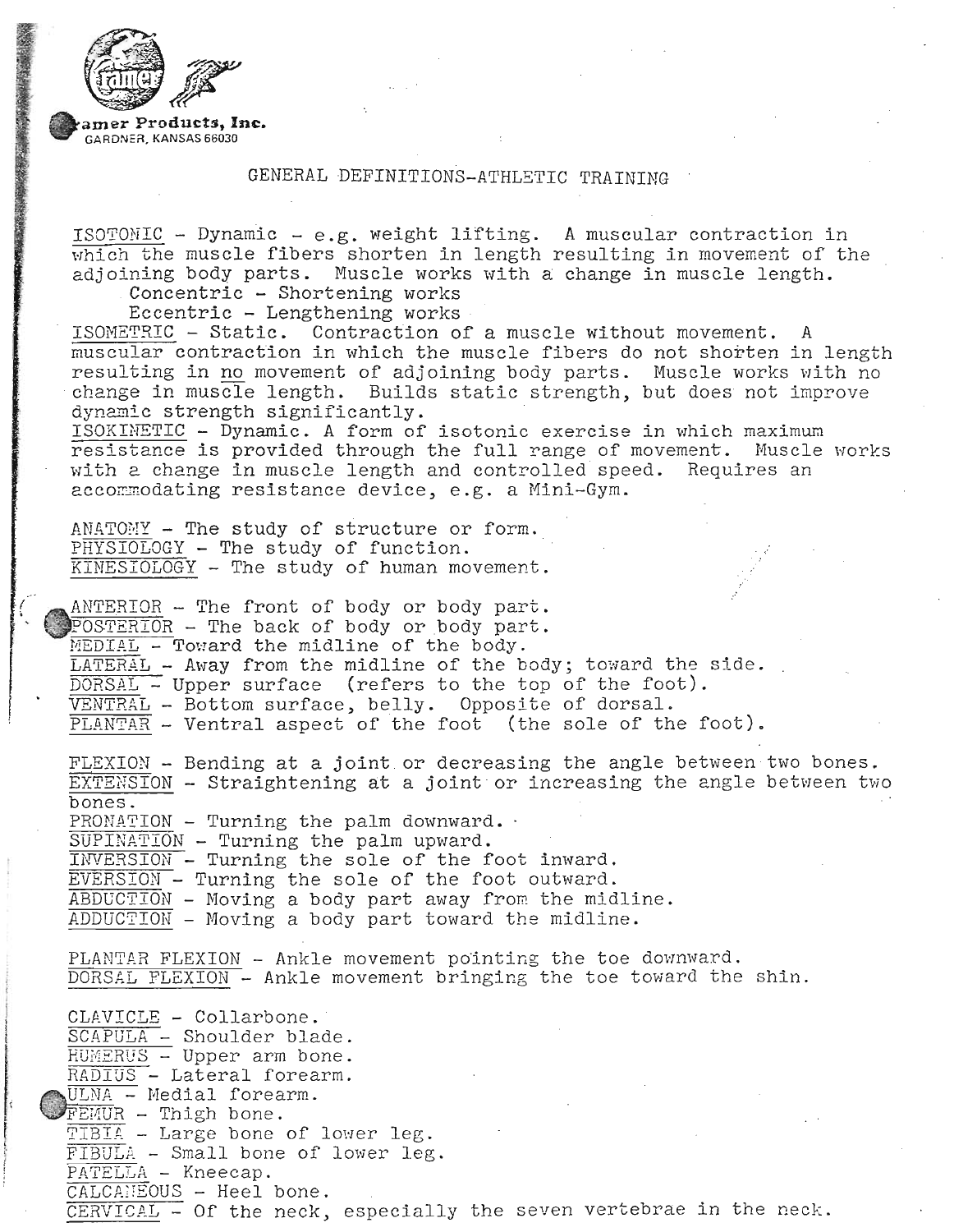Cramer Products, Inc.
GARDNER, KANSAS 66030

# GENERAL DEFINITIONS-ATHLETIC TRAINING

ISOTONIC - Dynamic - e.g. weight lifting. A muscular contraction in which the muscle fibers shorten in length resulting in movement of the adjoining body parts. Muscle works with a change in muscle length.
  Concentric - Shortening works
  Eccentric - Lengthening works

ISOMETRIC - Static. Contraction of a muscle without movement. A muscular contraction in which the muscle fibers do not shorten in length resulting in no movement of adjoining body parts. Muscle works with no change in muscle length. Builds static strength, but does not improve dynamic strength significantly.

ISOKINETIC - Dynamic. A form of isotonic exercise in which maximum resistance is provided through the full range of movement. Muscle works with a change in muscle length and controlled speed. Requires an accommodating resistance device, e.g. a Mini-Gym.

ANATOMY - The study of structure or form.
PHYSIOLOGY - The study of function.
KINESIOLOGY - The study of human movement.

ANTERIOR - The front of body or body part.
POSTERIOR - The back of body or body part.
MEDIAL - Toward the midline of the body.
LATERAL - Away from the midline of the body; toward the side.
DORSAL - Upper surface (refers to the top of the foot).
VENTRAL - Bottom surface, belly. Opposite of dorsal.
PLANTAR - Ventral aspect of the foot (the sole of the foot).

FLEXION - Bending at a joint or decreasing the angle between two bones.
EXTENSION - Straightening at a joint or increasing the angle between two bones.
PRONATION - Turning the palm downward.
SUPINATION - Turning the palm upward.
INVERSION - Turning the sole of the foot inward.
EVERSION - Turning the sole of the foot outward.
ABDUCTION - Moving a body part away from the midline.
ADDUCTION - Moving a body part toward the midline.

PLANTAR FLEXION - Ankle movement pointing the toe downward.
DORSAL FLEXION - Ankle movement bringing the toe toward the shin.

CLAVICLE - Collarbone.
SCAPULA - Shoulder blade.
HUMERUS - Upper arm bone.
RADIUS - Lateral forearm.
ULNA - Medial forearm.
FEMUR - Thigh bone.
TIBIA - Large bone of lower leg.
FIBULA - Small bone of lower leg.
PATELLA - Kneecap.
CALCANEOUS - Heel bone.
CERVICAL - Of the neck, especially the seven vertebrae in the neck.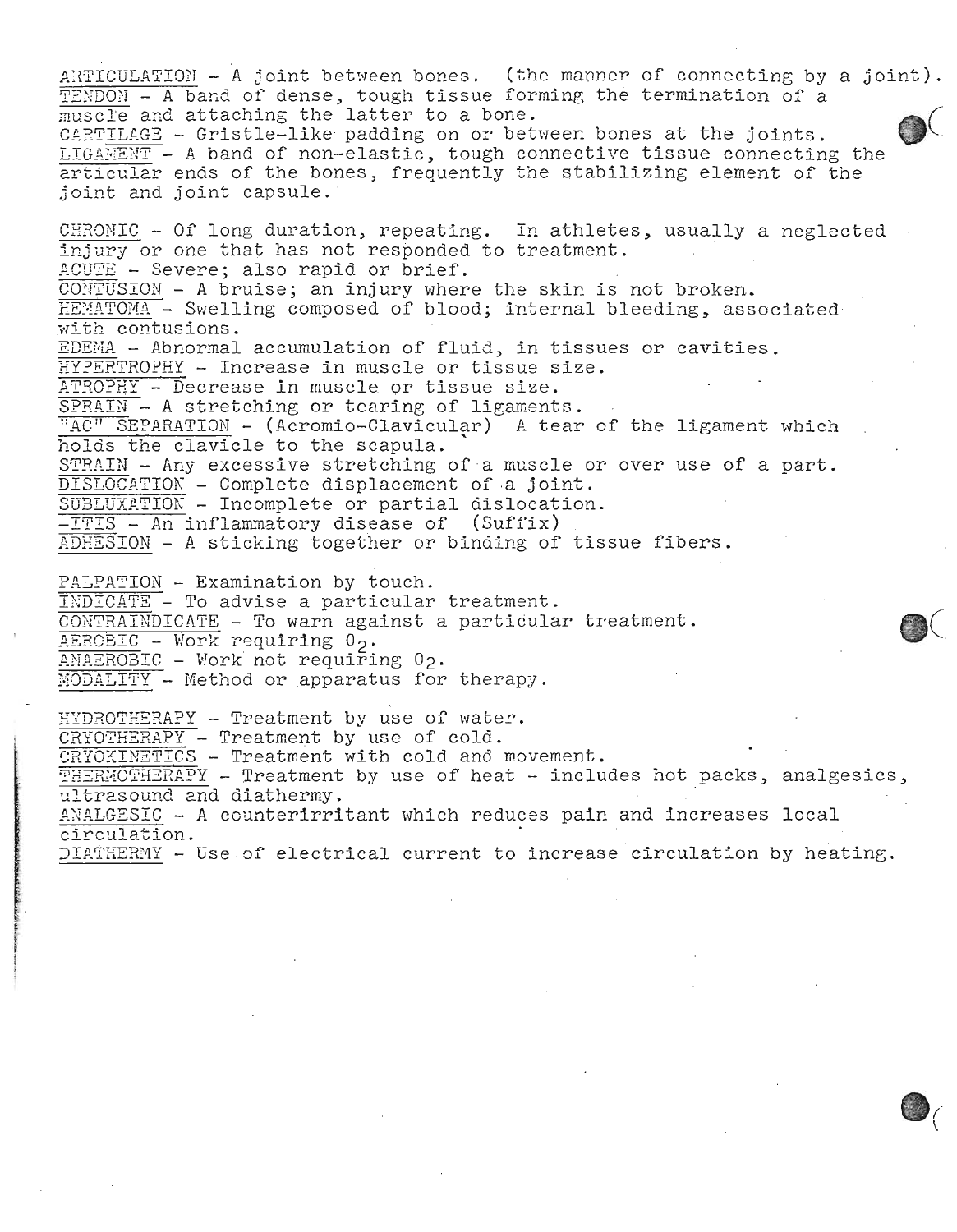ARTICULATION - A joint between bones. (the manner of connecting by a joint).
TENDON - A band of dense, tough tissue forming the termination of a muscle and attaching the latter to a bone.
CARTILAGE - Gristle-like padding on or between bones at the joints.
LIGAMENT - A band of non-elastic, tough connective tissue connecting the articular ends of the bones, frequently the stabilizing element of the joint and joint capsule.

CHRONIC - Of long duration, repeating. In athletes, usually a neglected injury or one that has not responded to treatment.
ACUTE - Severe; also rapid or brief.
CONTUSION - A bruise; an injury where the skin is not broken.
HEMATOMA - Swelling composed of blood; internal bleeding, associated with contusions.
EDEMA - Abnormal accumulation of fluid, in tissues or cavities.
HYPERTROPHY - Increase in muscle or tissue size.
ATROPHY - Decrease in muscle or tissue size.
SPRAIN - A stretching or tearing of ligaments.
"AC" SEPARATION - (Acromio-Clavicular) A tear of the ligament which holds the clavicle to the scapula.
STRAIN - Any excessive stretching of a muscle or over use of a part.
DISLOCATION - Complete displacement of a joint.
SUBLUXATION - Incomplete or partial dislocation.
-ITIS - An inflammatory disease of (Suffix)
ADHESION - A sticking together or binding of tissue fibers.

PALPATION - Examination by touch.
INDICATE - To advise a particular treatment.
CONTRAINDICATE - To warn against a particular treatment.
AEROBIC - Work requiring $O_2$.
ANAEROBIC - Work not requiring $O_2$.
MODALITY - Method or apparatus for therapy.

HYDROTHERAPY - Treatment by use of water.
CRYOTHERAPY - Treatment by use of cold.
CRYOKINETICS - Treatment with cold and movement.
THERMOTHERAPY - Treatment by use of heat - includes hot packs, analgesics, ultrasound and diathermy.
ANALGESIC - A counterirritant which reduces pain and increases local circulation.
DIATHERMY - Use of electrical current to increase circulation by heating.